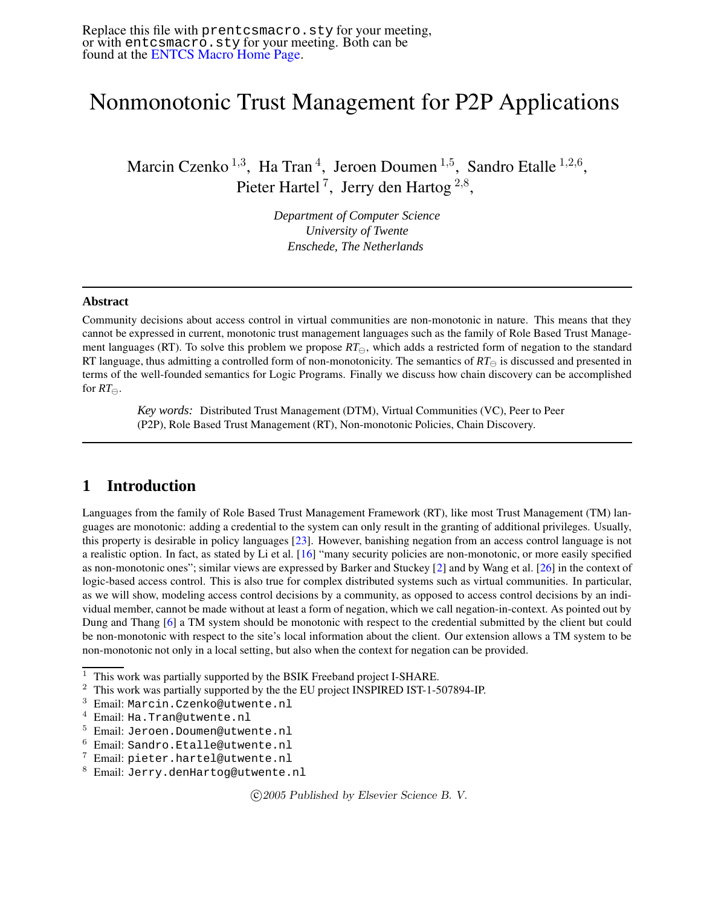Replace this file with `prentcsmacro.sty` for your meeting, or with `entcsmacro.sty` for your meeting. Both can be found at the ENTCS Macro Home Page.

# Nonmonotonic Trust Management for P2P Applications

Marcin Czenko [1,3], Ha Tran [4], Jeroen Doumen [1,5], Sandro Etalle [1,2,6], Pieter Hartel [7], Jerry den Hartog [2,8],

*Department of Computer Science*
*University of Twente*
*Enschede, The Netherlands*

---

### Abstract

Community decisions about access control in virtual communities are non-monotonic in nature. This means that they cannot be expressed in current, monotonic trust management languages such as the family of Role Based Trust Management languages (RT). To solve this problem we propose $RT_{\ominus}$, which adds a restricted form of negation to the standard RT language, thus admitting a controlled form of non-monotonicity. The semantics of $RT_{\ominus}$ is discussed and presented in terms of the well-founded semantics for Logic Programs. Finally we discuss how chain discovery can be accomplished for $RT_{\ominus}$.

*Key words:* Distributed Trust Management (DTM), Virtual Communities (VC), Peer to Peer (P2P), Role Based Trust Management (RT), Non-monotonic Policies, Chain Discovery.

---

## 1 Introduction

Languages from the family of Role Based Trust Management Framework (RT), like most Trust Management (TM) languages are monotonic: adding a credential to the system can only result in the granting of additional privileges. Usually, this property is desirable in policy languages [23]. However, banishing negation from an access control language is not a realistic option. In fact, as stated by Li et al. [16] "many security policies are non-monotonic, or more easily specified as non-monotonic ones"; similar views are expressed by Barker and Stuckey [2] and by Wang et al. [26] in the context of logic-based access control. This is also true for complex distributed systems such as virtual communities. In particular, as we will show, modeling access control decisions by a community, as opposed to access control decisions by an individual member, cannot be made without at least a form of negation, which we call negation-in-context. As pointed out by Dung and Thang [6] a TM system should be monotonic with respect to the credential submitted by the client but could be non-monotonic with respect to the site's local information about the client. Our extension allows a TM system to be non-monotonic not only in a local setting, but also when the context for negation can be provided.

---

[1] This work was partially supported by the BSIK Freeband project I-SHARE.
[2] This work was partially supported by the the EU project INSPIRED IST-1-507894-IP.
[3] Email: `Marcin.Czenko@utwente.nl`
[4] Email: `Ha.Tran@utwente.nl`
[5] Email: `Jeroen.Doumen@utwente.nl`
[6] Email: `Sandro.Etalle@utwente.nl`
[7] Email: `pieter.hartel@utwente.nl`
[8] Email: `Jerry.denHartog@utwente.nl`

©2005 Published by Elsevier Science B. V.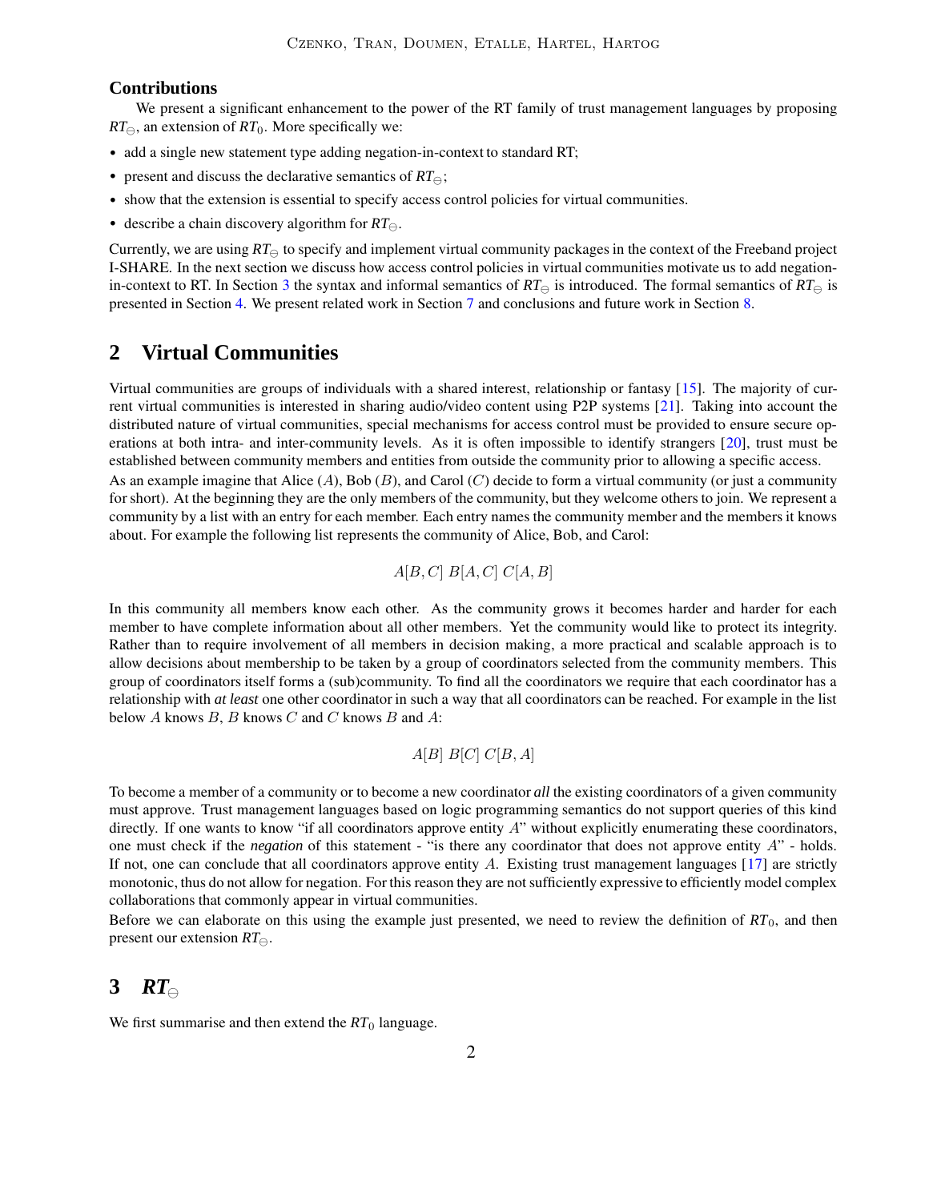### Contributions

We present a significant enhancement to the power of the RT family of trust management languages by proposing $RT_\ominus$, an extension of $RT_0$. More specifically we:

- add a single new statement type adding negation-in-context to standard RT;
- present and discuss the declarative semantics of $RT_\ominus$;
- show that the extension is essential to specify access control policies for virtual communities.
- describe a chain discovery algorithm for $RT_\ominus$.

Currently, we are using $RT_\ominus$ to specify and implement virtual community packages in the context of the Freeband project I-SHARE. In the next section we discuss how access control policies in virtual communities motivate us to add negation-in-context to RT. In Section 3 the syntax and informal semantics of $RT_\ominus$ is introduced. The formal semantics of $RT_\ominus$ is presented in Section 4. We present related work in Section 7 and conclusions and future work in Section 8.

## 2 Virtual Communities

Virtual communities are groups of individuals with a shared interest, relationship or fantasy [15]. The majority of current virtual communities is interested in sharing audio/video content using P2P systems [21]. Taking into account the distributed nature of virtual communities, special mechanisms for access control must be provided to ensure secure operations at both intra- and inter-community levels. As it is often impossible to identify strangers [20], trust must be established between community members and entities from outside the community prior to allowing a specific access.

As an example imagine that Alice ($A$), Bob ($B$), and Carol ($C$) decide to form a virtual community (or just a community for short). At the beginning they are the only members of the community, but they welcome others to join. We represent a community by a list with an entry for each member. Each entry names the community member and the members it knows about. For example the following list represents the community of Alice, Bob, and Carol:

$$A[B, C]\ B[A, C]\ C[A, B]$$

In this community all members know each other. As the community grows it becomes harder and harder for each member to have complete information about all other members. Yet the community would like to protect its integrity. Rather than to require involvement of all members in decision making, a more practical and scalable approach is to allow decisions about membership to be taken by a group of coordinators selected from the community members. This group of coordinators itself forms a (sub)community. To find all the coordinators we require that each coordinator has a relationship with *at least* one other coordinator in such a way that all coordinators can be reached. For example in the list below $A$ knows $B$, $B$ knows $C$ and $C$ knows $B$ and $A$:

$$A[B]\ B[C]\ C[B, A]$$

To become a member of a community or to become a new coordinator *all* the existing coordinators of a given community must approve. Trust management languages based on logic programming semantics do not support queries of this kind directly. If one wants to know "if all coordinators approve entity $A$" without explicitly enumerating these coordinators, one must check if the *negation* of this statement - "is there any coordinator that does not approve entity $A$" - holds. If not, one can conclude that all coordinators approve entity $A$. Existing trust management languages [17] are strictly monotonic, thus do not allow for negation. For this reason they are not sufficiently expressive to efficiently model complex collaborations that commonly appear in virtual communities.

Before we can elaborate on this using the example just presented, we need to review the definition of $RT_0$, and then present our extension $RT_\ominus$.

## 3 $RT_\ominus$

We first summarise and then extend the $RT_0$ language.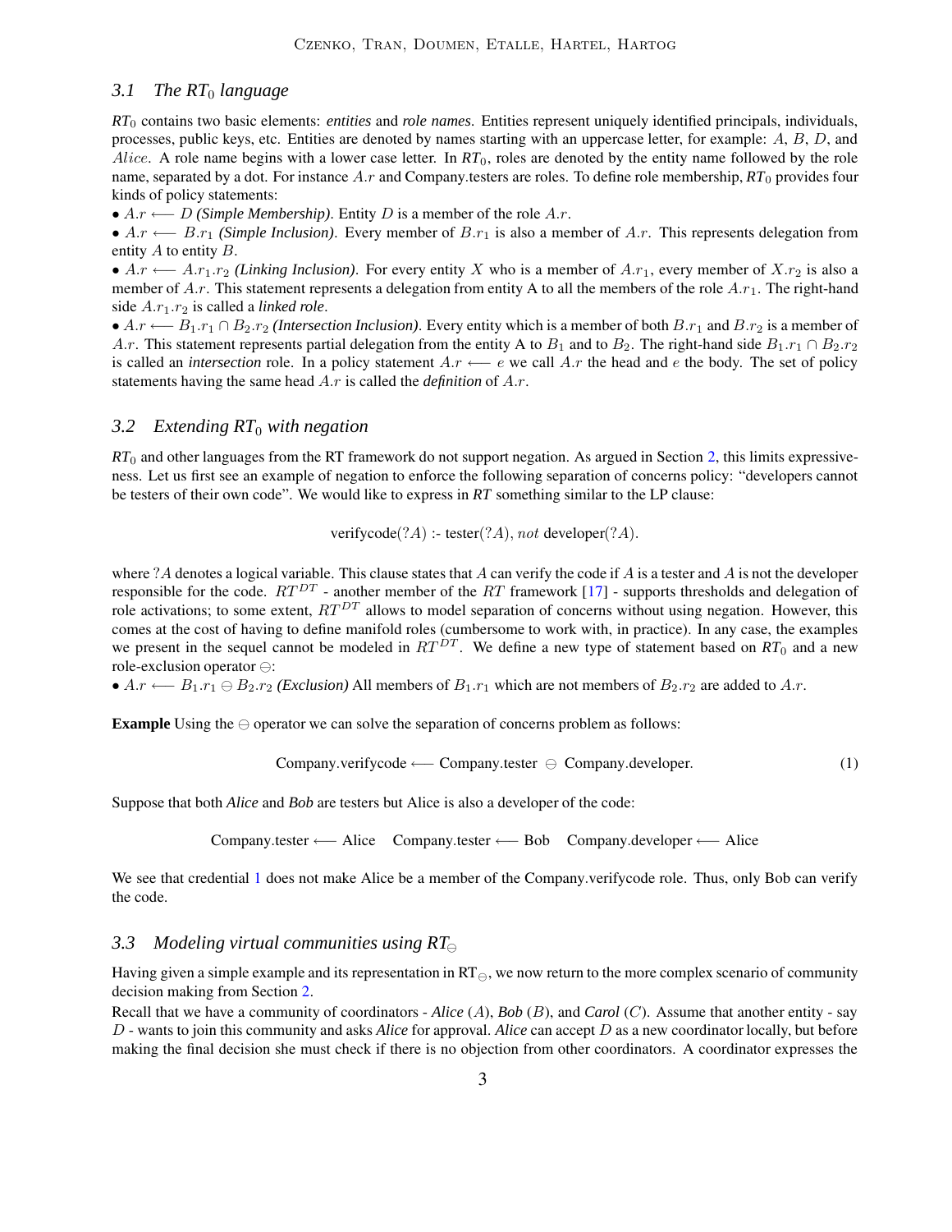### 3.1 The $RT_0$ language

***$RT_0$*** contains two basic elements: ***entities*** and ***role names***. Entities represent uniquely identified principals, individuals, processes, public keys, etc. Entities are denoted by names starting with an uppercase letter, for example: $A$, $B$, $D$, and $Alice$. A role name begins with a lower case letter. In ***$RT_0$***, roles are denoted by the entity name followed by the role name, separated by a dot. For instance $A.r$ and Company.testers are roles. To define role membership, ***$RT_0$*** provides four kinds of policy statements:

- $A.r \longleftarrow D$ ***(Simple Membership)***. Entity $D$ is a member of the role $A.r$.
- $A.r \longleftarrow B.r_1$ ***(Simple Inclusion)***. Every member of $B.r_1$ is also a member of $A.r$. This represents delegation from entity $A$ to entity $B$.
- $A.r \longleftarrow A.r_1.r_2$ ***(Linking Inclusion)***. For every entity $X$ who is a member of $A.r_1$, every member of $X.r_2$ is also a member of $A.r$. This statement represents a delegation from entity A to all the members of the role $A.r_1$. The right-hand side $A.r_1.r_2$ is called a ***linked role***.
- $A.r \longleftarrow B_1.r_1 \cap B_2.r_2$ ***(Intersection Inclusion)***. Every entity which is a member of both $B.r_1$ and $B.r_2$ is a member of $A.r$. This statement represents partial delegation from the entity A to $B_1$ and to $B_2$. The right-hand side $B_1.r_1 \cap B_2.r_2$ is called an ***intersection*** role. In a policy statement $A.r \longleftarrow e$ we call $A.r$ the head and $e$ the body. The set of policy statements having the same head $A.r$ is called the ***definition*** of $A.r$.

### 3.2 Extending $RT_0$ with negation

***$RT_0$*** and other languages from the RT framework do not support negation. As argued in Section 2, this limits expressiveness. Let us first see an example of negation to enforce the following separation of concerns policy: "developers cannot be testers of their own code". We would like to express in ***RT*** something similar to the LP clause:

$$\text{verifycode}(?A) \text{ :- } \text{tester}(?A),\ not\ \text{developer}(?A).$$

where $?A$ denotes a logical variable. This clause states that $A$ can verify the code if $A$ is a tester and $A$ is not the developer responsible for the code. $RT^{DT}$ - another member of the $RT$ framework [17] - supports thresholds and delegation of role activations; to some extent, $RT^{DT}$ allows to model separation of concerns without using negation. However, this comes at the cost of having to define manifold roles (cumbersome to work with, in practice). In any case, the examples we present in the sequel cannot be modeled in $RT^{DT}$. We define a new type of statement based on ***$RT_0$*** and a new role-exclusion operator $\ominus$:

- $A.r \longleftarrow B_1.r_1 \ominus B_2.r_2$ ***(Exclusion)*** All members of $B_1.r_1$ which are not members of $B_2.r_2$ are added to $A.r$.

**Example** Using the $\ominus$ operator we can solve the separation of concerns problem as follows:

$$\text{Company.verifycode} \longleftarrow \text{Company.tester} \ominus \text{Company.developer.} \tag{1}$$

Suppose that both *Alice* and *Bob* are testers but Alice is also a developer of the code:

$$\text{Company.tester} \longleftarrow \text{Alice} \quad \text{Company.tester} \longleftarrow \text{Bob} \quad \text{Company.developer} \longleftarrow \text{Alice}$$

We see that credential 1 does not make Alice be a member of the Company.verifycode role. Thus, only Bob can verify the code.

### 3.3 Modeling virtual communities using $RT_\ominus$

Having given a simple example and its representation in $RT_\ominus$, we now return to the more complex scenario of community decision making from Section 2.

Recall that we have a community of coordinators - *Alice* ($A$), *Bob* ($B$), and *Carol* ($C$). Assume that another entity - say $D$ - wants to join this community and asks *Alice* for approval. *Alice* can accept $D$ as a new coordinator locally, but before making the final decision she must check if there is no objection from other coordinators. A coordinator expresses the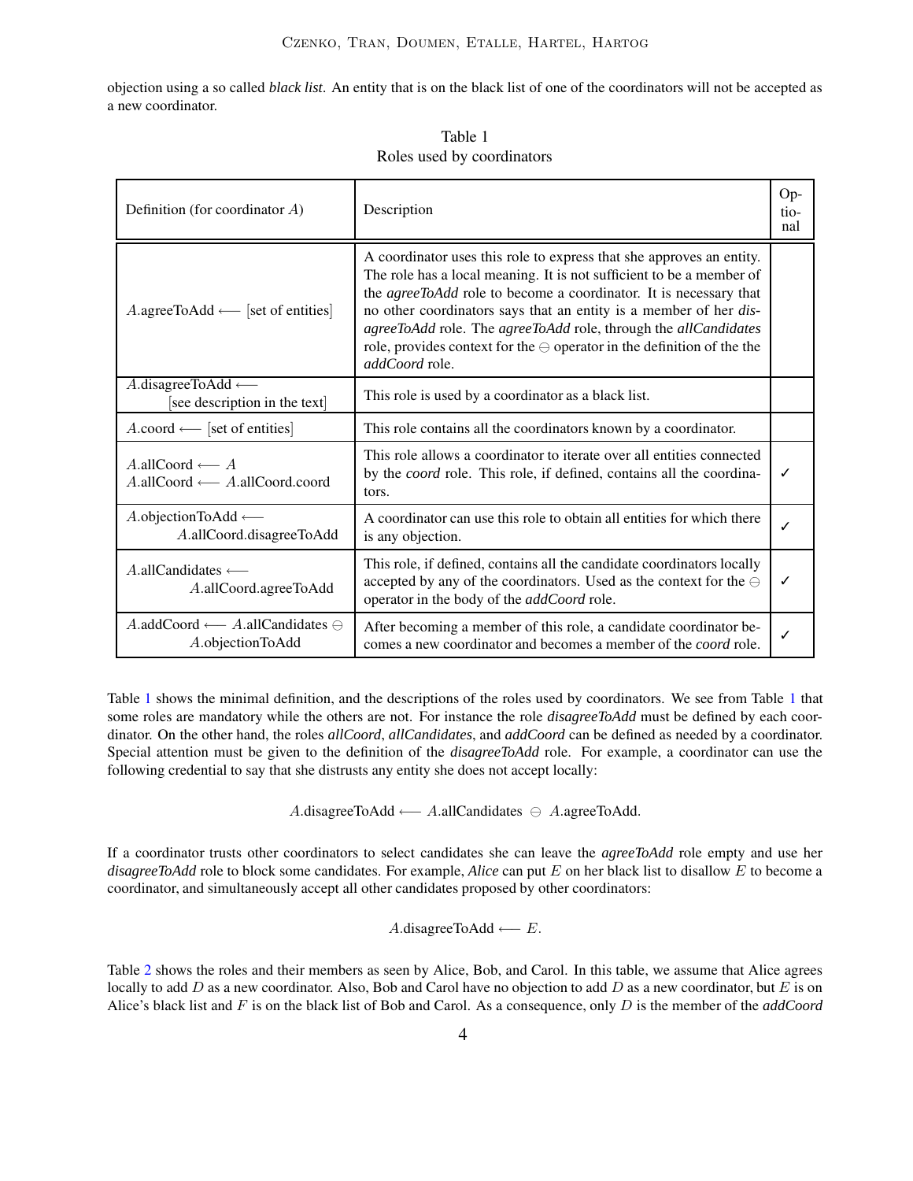objection using a so called *black list*. An entity that is on the black list of one of the coordinators will not be accepted as a new coordinator.

Table 1
Roles used by coordinators

| Definition (for coordinator $A$) | Description | Optional |
|---|---|---|
| $A$.agreeToAdd $\longleftarrow$ [set of entities] | A coordinator uses this role to express that she approves an entity. The role has a local meaning. It is not sufficient to be a member of the *agreeToAdd* role to become a coordinator. It is necessary that no other coordinators says that an entity is a member of her *disagreeToAdd* role. The *agreeToAdd* role, through the *allCandidates* role, provides context for the $\ominus$ operator in the definition of the the *addCoord* role. | |
| $A$.disagreeToAdd $\longleftarrow$ [see description in the text] | This role is used by a coordinator as a black list. | |
| $A$.coord $\longleftarrow$ [set of entities] | This role contains all the coordinators known by a coordinator. | |
| $A$.allCoord $\longleftarrow$ $A$<br>$A$.allCoord $\longleftarrow$ $A$.allCoord.coord | This role allows a coordinator to iterate over all entities connected by the *coord* role. This role, if defined, contains all the coordinators. | ✓ |
| $A$.objectionToAdd $\longleftarrow$ $A$.allCoord.disagreeToAdd | A coordinator can use this role to obtain all entities for which there is any objection. | ✓ |
| $A$.allCandidates $\longleftarrow$ $A$.allCoord.agreeToAdd | This role, if defined, contains all the candidate coordinators locally accepted by any of the coordinators. Used as the context for the $\ominus$ operator in the body of the *addCoord* role. | ✓ |
| $A$.addCoord $\longleftarrow$ $A$.allCandidates $\ominus$ $A$.objectionToAdd | After becoming a member of this role, a candidate coordinator becomes a new coordinator and becomes a member of the *coord* role. | ✓ |

Table 1 shows the minimal definition, and the descriptions of the roles used by coordinators. We see from Table 1 that some roles are mandatory while the others are not. For instance the role *disagreeToAdd* must be defined by each coordinator. On the other hand, the roles *allCoord*, *allCandidates*, and *addCoord* can be defined as needed by a coordinator. Special attention must be given to the definition of the *disagreeToAdd* role. For example, a coordinator can use the following credential to say that she distrusts any entity she does not accept locally:

$$A.\text{disagreeToAdd} \longleftarrow A.\text{allCandidates} \ \ominus \ A.\text{agreeToAdd}.$$

If a coordinator trusts other coordinators to select candidates she can leave the *agreeToAdd* role empty and use her *disagreeToAdd* role to block some candidates. For example, *Alice* can put $E$ on her black list to disallow $E$ to become a coordinator, and simultaneously accept all other candidates proposed by other coordinators:

$$A.\text{disagreeToAdd} \longleftarrow E.$$

Table 2 shows the roles and their members as seen by Alice, Bob, and Carol. In this table, we assume that Alice agrees locally to add $D$ as a new coordinator. Also, Bob and Carol have no objection to add $D$ as a new coordinator, but $E$ is on Alice's black list and $F$ is on the black list of Bob and Carol. As a consequence, only $D$ is the member of the *addCoord*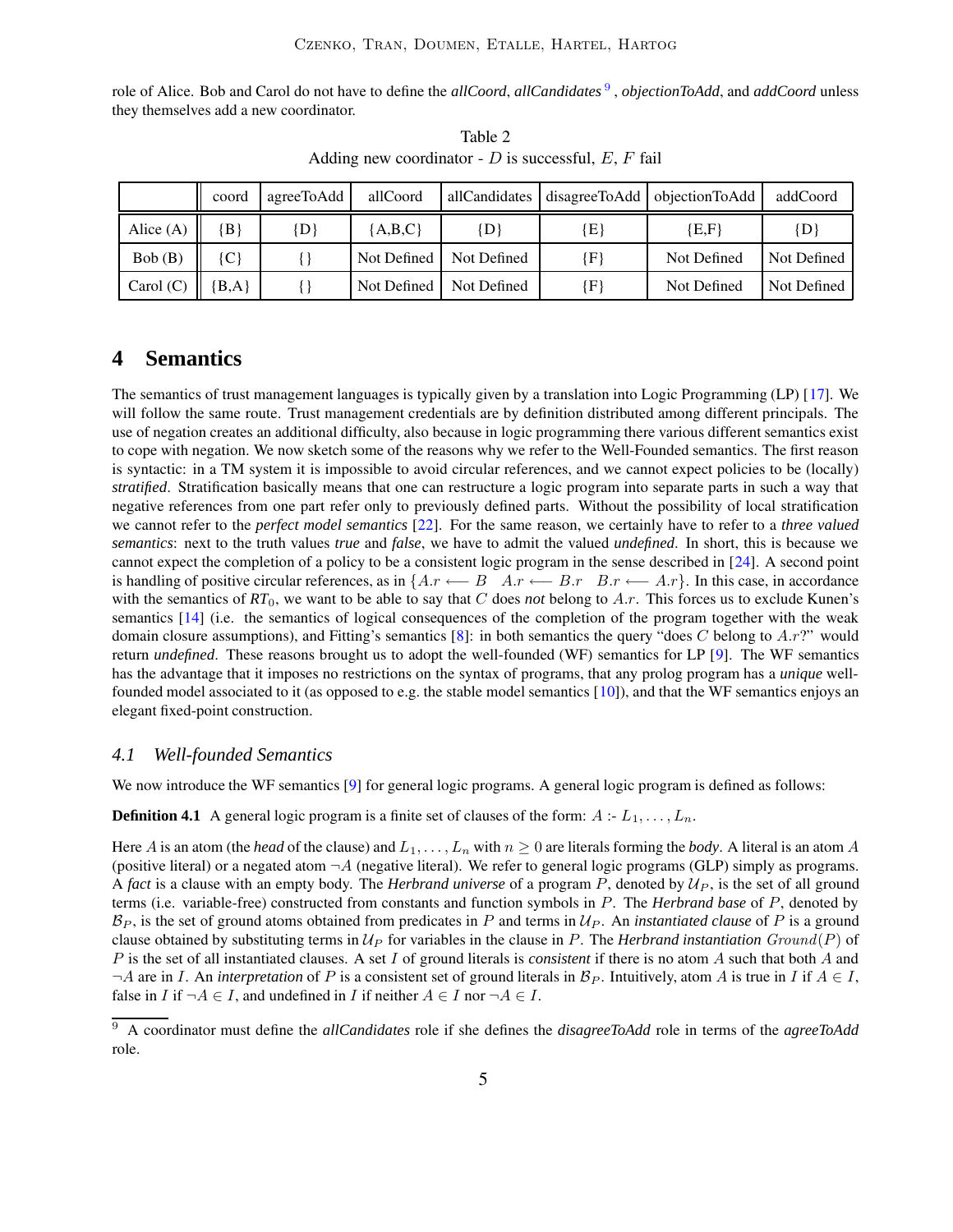role of Alice. Bob and Carol do not have to define the *allCoord*, *allCandidates* [9], *objectionToAdd*, and *addCoord* unless they themselves add a new coordinator.

Table 2
Adding new coordinator - $D$ is successful, $E$, $F$ fail

| | coord | agreeToAdd | allCoord | allCandidates | disagreeToAdd | objectionToAdd | addCoord |
|---|---|---|---|---|---|---|---|
| Alice (A) | {B} | {D} | {A,B,C} | {D} | {E} | {E,F} | {D} |
| Bob (B) | {C} | {} | Not Defined | Not Defined | {F} | Not Defined | Not Defined |
| Carol (C) | {B,A} | {} | Not Defined | Not Defined | {F} | Not Defined | Not Defined |

## 4 Semantics

The semantics of trust management languages is typically given by a translation into Logic Programming (LP) [17]. We will follow the same route. Trust management credentials are by definition distributed among different principals. The use of negation creates an additional difficulty, also because in logic programming there various different semantics exist to cope with negation. We now sketch some of the reasons why we refer to the Well-Founded semantics. The first reason is syntactic: in a TM system it is impossible to avoid circular references, and we cannot expect policies to be (locally) *stratified*. Stratification basically means that one can restructure a logic program into separate parts in such a way that negative references from one part refer only to previously defined parts. Without the possibility of local stratification we cannot refer to the *perfect model semantics* [22]. For the same reason, we certainly have to refer to a *three valued semantics*: next to the truth values *true* and *false*, we have to admit the valued *undefined*. In short, this is because we cannot expect the completion of a policy to be a consistent logic program in the sense described in [24]. A second point is handling of positive circular references, as in $\{A.r \longleftarrow B \quad A.r \longleftarrow B.r \quad B.r \longleftarrow A.r\}$. In this case, in accordance with the semantics of $RT_0$, we want to be able to say that $C$ does *not* belong to $A.r$. This forces us to exclude Kunen's semantics [14] (i.e. the semantics of logical consequences of the completion of the program together with the weak domain closure assumptions), and Fitting's semantics [8]: in both semantics the query "does $C$ belong to $A.r$?" would return *undefined*. These reasons brought us to adopt the well-founded (WF) semantics for LP [9]. The WF semantics has the advantage that it imposes no restrictions on the syntax of programs, that any prolog program has a *unique* well-founded model associated to it (as opposed to e.g. the stable model semantics [10]), and that the WF semantics enjoys an elegant fixed-point construction.

### 4.1 Well-founded Semantics

We now introduce the WF semantics [9] for general logic programs. A general logic program is defined as follows:

**Definition 4.1** A general logic program is a finite set of clauses of the form: $A$ :- $L_1, \ldots, L_n$.

Here $A$ is an atom (the *head* of the clause) and $L_1, \ldots, L_n$ with $n \geq 0$ are literals forming the *body*. A literal is an atom $A$ (positive literal) or a negated atom $\neg A$ (negative literal). We refer to general logic programs (GLP) simply as programs. A *fact* is a clause with an empty body. The *Herbrand universe* of a program $P$, denoted by $\mathcal{U}_P$, is the set of all ground terms (i.e. variable-free) constructed from constants and function symbols in $P$. The *Herbrand base* of $P$, denoted by $\mathcal{B}_P$, is the set of ground atoms obtained from predicates in $P$ and terms in $\mathcal{U}_P$. An *instantiated clause* of $P$ is a ground clause obtained by substituting terms in $\mathcal{U}_P$ for variables in the clause in $P$. The *Herbrand instantiation* $Ground(P)$ of $P$ is the set of all instantiated clauses. A set $I$ of ground literals is *consistent* if there is no atom $A$ such that both $A$ and $\neg A$ are in $I$. An *interpretation* of $P$ is a consistent set of ground literals in $\mathcal{B}_P$. Intuitively, atom $A$ is true in $I$ if $A \in I$, false in $I$ if $\neg A \in I$, and undefined in $I$ if neither $A \in I$ nor $\neg A \in I$.

[9] A coordinator must define the *allCandidates* role if she defines the *disagreeToAdd* role in terms of the *agreeToAdd* role.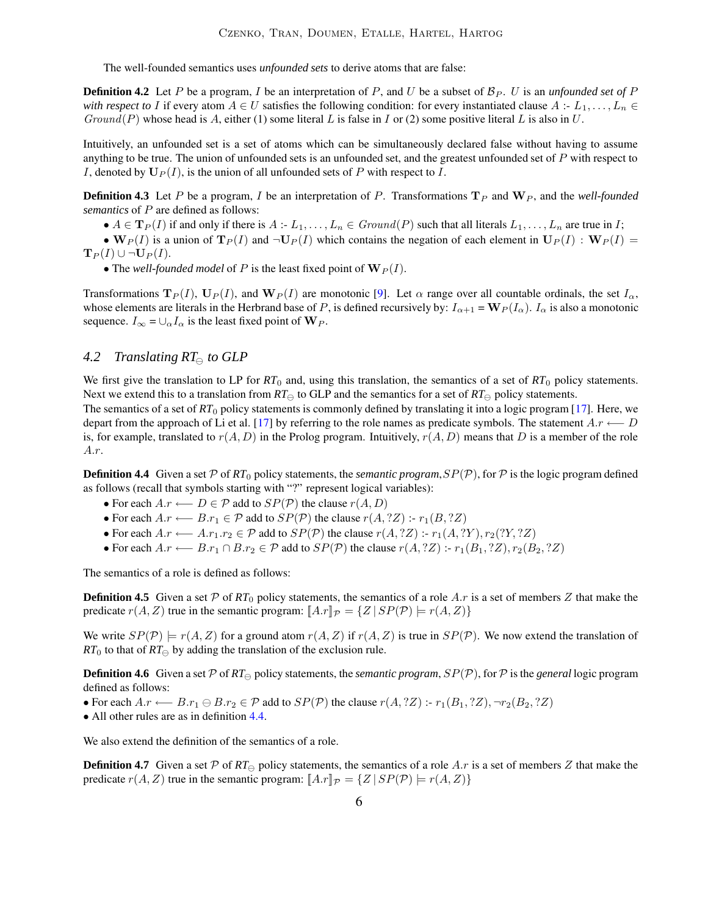The well-founded semantics uses *unfounded sets* to derive atoms that are false:

**Definition 4.2** Let $P$ be a program, $I$ be an interpretation of $P$, and $U$ be a subset of $\mathcal{B}_P$. $U$ is an *unfounded set of $P$ with respect to $I$* if every atom $A \in U$ satisfies the following condition: for every instantiated clause $A$ :- $L_1, \ldots, L_n \in Ground(P)$ whose head is $A$, either (1) some literal $L$ is false in $I$ or (2) some positive literal $L$ is also in $U$.

Intuitively, an unfounded set is a set of atoms which can be simultaneously declared false without having to assume anything to be true. The union of unfounded sets is an unfounded set, and the greatest unfounded set of $P$ with respect to $I$, denoted by $\mathbf{U}_P(I)$, is the union of all unfounded sets of $P$ with respect to $I$.

**Definition 4.3** Let $P$ be a program, $I$ be an interpretation of $P$. Transformations $\mathbf{T}_P$ and $\mathbf{W}_P$, and the *well-founded semantics* of $P$ are defined as follows:

- $A \in \mathbf{T}_P(I)$ if and only if there is $A$ :- $L_1, \ldots, L_n \in Ground(P)$ such that all literals $L_1, \ldots, L_n$ are true in $I$;
- $\mathbf{W}_P(I)$ is a union of $\mathbf{T}_P(I)$ and $\neg\mathbf{U}_P(I)$ which contains the negation of each element in $\mathbf{U}_P(I)$ : $\mathbf{W}_P(I) = \mathbf{T}_P(I) \cup \neg\mathbf{U}_P(I)$.
- The *well-founded model* of $P$ is the least fixed point of $\mathbf{W}_P(I)$.

Transformations $\mathbf{T}_P(I)$, $\mathbf{U}_P(I)$, and $\mathbf{W}_P(I)$ are monotonic [9]. Let $\alpha$ range over all countable ordinals, the set $I_\alpha$, whose elements are literals in the Herbrand base of $P$, is defined recursively by: $I_{\alpha+1} = \mathbf{W}_P(I_\alpha)$. $I_\alpha$ is also a monotonic sequence. $I_\infty = \cup_\alpha I_\alpha$ is the least fixed point of $\mathbf{W}_P$.

## 4.2 Translating $RT_\ominus$ to GLP

We first give the translation to LP for $RT_0$ and, using this translation, the semantics of a set of $RT_0$ policy statements. Next we extend this to a translation from $RT_\ominus$ to GLP and the semantics for a set of $RT_\ominus$ policy statements.
The semantics of a set of $RT_0$ policy statements is commonly defined by translating it into a logic program [17]. Here, we depart from the approach of Li et al. [17] by referring to the role names as predicate symbols. The statement $A.r \longleftarrow D$ is, for example, translated to $r(A, D)$ in the Prolog program. Intuitively, $r(A, D)$ means that $D$ is a member of the role $A.r$.

**Definition 4.4** Given a set $\mathcal{P}$ of $RT_0$ policy statements, the *semantic program*, $SP(\mathcal{P})$, for $\mathcal{P}$ is the logic program defined as follows (recall that symbols starting with "?" represent logical variables):

- For each $A.r \longleftarrow D \in \mathcal{P}$ add to $SP(\mathcal{P})$ the clause $r(A, D)$
- For each $A.r \longleftarrow B.r_1 \in \mathcal{P}$ add to $SP(\mathcal{P})$ the clause $r(A, ?Z)$ :- $r_1(B, ?Z)$
- For each $A.r \longleftarrow A.r_1.r_2 \in \mathcal{P}$ add to $SP(\mathcal{P})$ the clause $r(A, ?Z)$ :- $r_1(A, ?Y), r_2(?Y, ?Z)$
- For each $A.r \longleftarrow B.r_1 \cap B.r_2 \in \mathcal{P}$ add to $SP(\mathcal{P})$ the clause $r(A, ?Z)$ :- $r_1(B_1, ?Z), r_2(B_2, ?Z)$

The semantics of a role is defined as follows:

**Definition 4.5** Given a set $\mathcal{P}$ of $RT_0$ policy statements, the semantics of a role $A.r$ is a set of members $Z$ that make the predicate $r(A, Z)$ true in the semantic program: $[\![A.r]\!]_{\mathcal{P}} = \{Z \,|\, SP(\mathcal{P}) \models r(A, Z)\}$

We write $SP(\mathcal{P}) \models r(A, Z)$ for a ground atom $r(A, Z)$ if $r(A, Z)$ is true in $SP(\mathcal{P})$. We now extend the translation of $RT_0$ to that of $RT_\ominus$ by adding the translation of the exclusion rule.

**Definition 4.6** Given a set $\mathcal{P}$ of $RT_\ominus$ policy statements, the *semantic program*, $SP(\mathcal{P})$, for $\mathcal{P}$ is the *general* logic program defined as follows:

- For each $A.r \longleftarrow B.r_1 \ominus B.r_2 \in \mathcal{P}$ add to $SP(\mathcal{P})$ the clause $r(A, ?Z)$ :- $r_1(B_1, ?Z), \neg r_2(B_2, ?Z)$
- All other rules are as in definition 4.4.

We also extend the definition of the semantics of a role.

**Definition 4.7** Given a set $\mathcal{P}$ of $RT_\ominus$ policy statements, the semantics of a role $A.r$ is a set of members $Z$ that make the predicate $r(A, Z)$ true in the semantic program: $[\![A.r]\!]_{\mathcal{P}} = \{Z \,|\, SP(\mathcal{P}) \models r(A, Z)\}$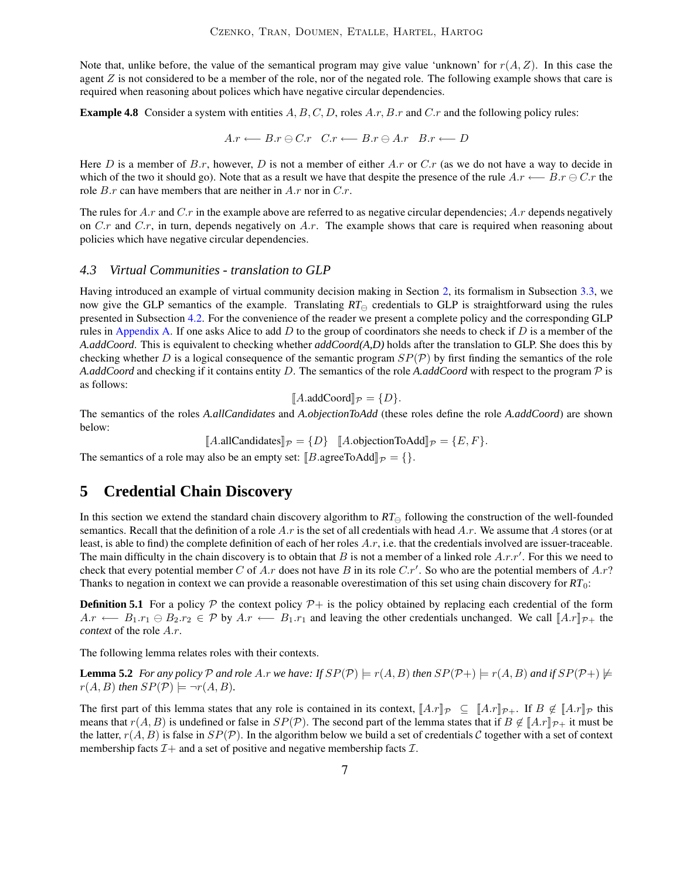Note that, unlike before, the value of the semantical program may give value 'unknown' for $r(A, Z)$. In this case the agent $Z$ is not considered to be a member of the role, nor of the negated role. The following example shows that care is required when reasoning about polices which have negative circular dependencies.

**Example 4.8** Consider a system with entities $A, B, C, D$, roles $A.r, B.r$ and $C.r$ and the following policy rules:

$$A.r \longleftarrow B.r \ominus C.r \quad C.r \longleftarrow B.r \ominus A.r \quad B.r \longleftarrow D$$

Here $D$ is a member of $B.r$, however, $D$ is not a member of either $A.r$ or $C.r$ (as we do not have a way to decide in which of the two it should go). Note that as a result we have that despite the presence of the rule $A.r \longleftarrow B.r \ominus C.r$ the role $B.r$ can have members that are neither in $A.r$ nor in $C.r$.

The rules for $A.r$ and $C.r$ in the example above are referred to as negative circular dependencies; $A.r$ depends negatively on $C.r$ and $C.r$, in turn, depends negatively on $A.r$. The example shows that care is required when reasoning about policies which have negative circular dependencies.

### 4.3 Virtual Communities - translation to GLP

Having introduced an example of virtual community decision making in Section 2, its formalism in Subsection 3.3, we now give the GLP semantics of the example. Translating $RT_\ominus$ credentials to GLP is straightforward using the rules presented in Subsection 4.2. For the convenience of the reader we present a complete policy and the corresponding GLP rules in Appendix A. If one asks Alice to add $D$ to the group of coordinators she needs to check if $D$ is a member of the *A.addCoord*. This is equivalent to checking whether *addCoord(A,D)* holds after the translation to GLP. She does this by checking whether $D$ is a logical consequence of the semantic program $SP(\mathcal{P})$ by first finding the semantics of the role *A.addCoord* and checking if it contains entity $D$. The semantics of the role *A.addCoord* with respect to the program $\mathcal{P}$ is as follows:

$$[\![A.\text{addCoord}]\!]_\mathcal{P} = \{D\}.$$

The semantics of the roles *A.allCandidates* and *A.objectionToAdd* (these roles define the role *A.addCoord*) are shown below:

$$[\![A.\text{allCandidates}]\!]_\mathcal{P} = \{D\} \quad [\![A.\text{objectionToAdd}]\!]_\mathcal{P} = \{E, F\}.$$

The semantics of a role may also be an empty set: $[\![B.\text{agreeToAdd}]\!]_\mathcal{P} = \{\}$.

## 5 Credential Chain Discovery

In this section we extend the standard chain discovery algorithm to $RT_\ominus$ following the construction of the well-founded semantics. Recall that the definition of a role $A.r$ is the set of all credentials with head $A.r$. We assume that $A$ stores (or at least, is able to find) the complete definition of each of her roles $A.r$, i.e. that the credentials involved are issuer-traceable. The main difficulty in the chain discovery is to obtain that $B$ is not a member of a linked role $A.r.r'$. For this we need to check that every potential member $C$ of $A.r$ does not have $B$ in its role $C.r'$. So who are the potential members of $A.r$? Thanks to negation in context we can provide a reasonable overestimation of this set using chain discovery for $RT_0$:

**Definition 5.1** For a policy $\mathcal{P}$ the context policy $\mathcal{P}+$ is the policy obtained by replacing each credential of the form $A.r \longleftarrow B_1.r_1 \ominus B_2.r_2 \in \mathcal{P}$ by $A.r \longleftarrow B_1.r_1$ and leaving the other credentials unchanged. We call $[\![A.r]\!]_{\mathcal{P}+}$ the *context* of the role $A.r$.

The following lemma relates roles with their contexts.

**Lemma 5.2** *For any policy $\mathcal{P}$ and role $A.r$ we have: If $SP(\mathcal{P}) \models r(A, B)$ then $SP(\mathcal{P}+) \models r(A, B)$ and if $SP(\mathcal{P}+) \not\models r(A, B)$ then $SP(\mathcal{P}) \models \neg r(A, B)$.*

The first part of this lemma states that any role is contained in its context, $[\![A.r]\!]_\mathcal{P} \subseteq [\![A.r]\!]_{\mathcal{P}+}$. If $B \notin [\![A.r]\!]_\mathcal{P}$ this means that $r(A, B)$ is undefined or false in $SP(\mathcal{P})$. The second part of the lemma states that if $B \notin [\![A.r]\!]_{\mathcal{P}+}$ it must be the latter, $r(A, B)$ is false in $SP(\mathcal{P})$. In the algorithm below we build a set of credentials $\mathcal{C}$ together with a set of context membership facts $\mathcal{I}+$ and a set of positive and negative membership facts $\mathcal{I}$.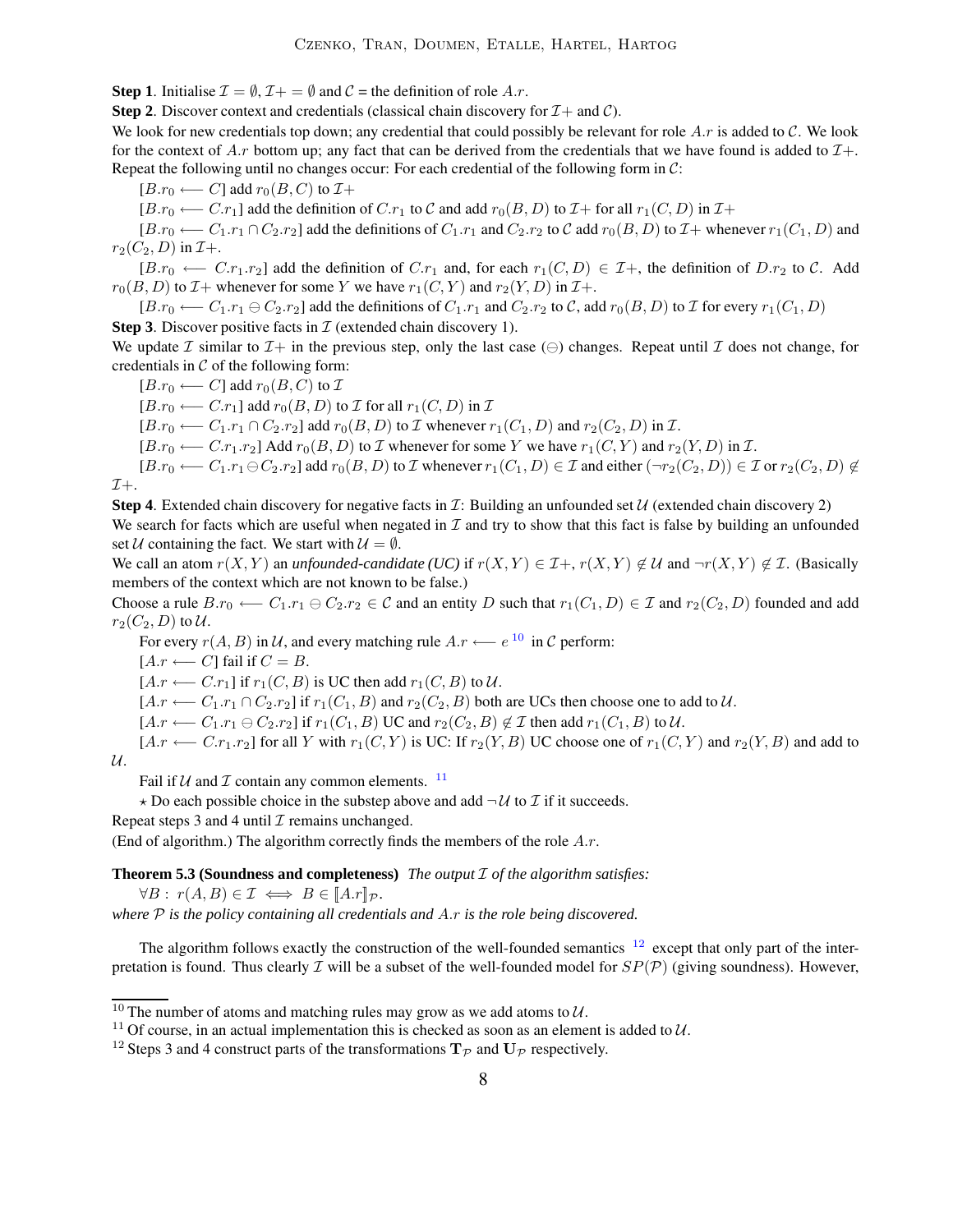**Step 1**. Initialise $\mathcal{I} = \emptyset, \mathcal{I}+ = \emptyset$ and $\mathcal{C}$ = the definition of role $A.r$.

**Step 2**. Discover context and credentials (classical chain discovery for $\mathcal{I}+$ and $\mathcal{C}$).

We look for new credentials top down; any credential that could possibly be relevant for role $A.r$ is added to $\mathcal{C}$. We look for the context of $A.r$ bottom up; any fact that can be derived from the credentials that we have found is added to $\mathcal{I}+$. Repeat the following until no changes occur: For each credential of the following form in $\mathcal{C}$:

$[B.r_0 \longleftarrow C]$ add $r_0(B, C)$ to $\mathcal{I}+$

$[B.r_0 \longleftarrow C.r_1]$ add the definition of $C.r_1$ to $\mathcal{C}$ and add $r_0(B, D)$ to $\mathcal{I}+$ for all $r_1(C, D)$ in $\mathcal{I}+$

$[B.r_0 \longleftarrow C_1.r_1 \cap C_2.r_2]$ add the definitions of $C_1.r_1$ and $C_2.r_2$ to $\mathcal{C}$ add $r_0(B, D)$ to $\mathcal{I}+$ whenever $r_1(C_1, D)$ and $r_2(C_2, D)$ in $\mathcal{I}+$.

$[B.r_0 \longleftarrow C.r_1.r_2]$ add the definition of $C.r_1$ and, for each $r_1(C, D) \in \mathcal{I}+$, the definition of $D.r_2$ to $\mathcal{C}$. Add $r_0(B, D)$ to $\mathcal{I}+$ whenever for some $Y$ we have $r_1(C, Y)$ and $r_2(Y, D)$ in $\mathcal{I}+$.

$[B.r_0 \longleftarrow C_1.r_1 \ominus C_2.r_2]$ add the definitions of $C_1.r_1$ and $C_2.r_2$ to $\mathcal{C}$, add $r_0(B, D)$ to $\mathcal{I}$ for every $r_1(C_1, D)$

**Step 3**. Discover positive facts in $\mathcal{I}$ (extended chain discovery 1).

We update $\mathcal{I}$ similar to $\mathcal{I}+$ in the previous step, only the last case ($\ominus$) changes. Repeat until $\mathcal{I}$ does not change, for credentials in $\mathcal{C}$ of the following form:

$[B.r_0 \longleftarrow C]$ add $r_0(B, C)$ to $\mathcal{I}$

$[B.r_0 \longleftarrow C.r_1]$ add $r_0(B, D)$ to $\mathcal{I}$ for all $r_1(C, D)$ in $\mathcal{I}$

$[B.r_0 \longleftarrow C_1.r_1 \cap C_2.r_2]$ add $r_0(B, D)$ to $\mathcal{I}$ whenever $r_1(C_1, D)$ and $r_2(C_2, D)$ in $\mathcal{I}$.

$[B.r_0 \longleftarrow C.r_1.r_2]$ Add $r_0(B, D)$ to $\mathcal{I}$ whenever for some $Y$ we have $r_1(C, Y)$ and $r_2(Y, D)$ in $\mathcal{I}$.

$[B.r_0 \longleftarrow C_1.r_1 \ominus C_2.r_2]$ add $r_0(B, D)$ to $\mathcal{I}$ whenever $r_1(C_1, D) \in \mathcal{I}$ and either $(\neg r_2(C_2, D)) \in \mathcal{I}$ or $r_2(C_2, D) \notin \mathcal{I}+$.

**Step 4**. Extended chain discovery for negative facts in $\mathcal{I}$: Building an unfounded set $\mathcal{U}$ (extended chain discovery 2)

We search for facts which are useful when negated in $\mathcal{I}$ and try to show that this fact is false by building an unfounded set $\mathcal{U}$ containing the fact. We start with $\mathcal{U} = \emptyset$.

We call an atom $r(X, Y)$ an *unfounded-candidate (UC)* if $r(X, Y) \in \mathcal{I}+$, $r(X, Y) \notin \mathcal{U}$ and $\neg r(X, Y) \notin \mathcal{I}$. (Basically members of the context which are not known to be false.)

Choose a rule $B.r_0 \longleftarrow C_1.r_1 \ominus C_2.r_2 \in \mathcal{C}$ and an entity $D$ such that $r_1(C_1, D) \in \mathcal{I}$ and $r_2(C_2, D)$ founded and add $r_2(C_2, D)$ to $\mathcal{U}$.

For every $r(A, B)$ in $\mathcal{U}$, and every matching rule $A.r \longleftarrow e$ [10] in $\mathcal{C}$ perform:

$[A.r \longleftarrow C]$ fail if $C = B$.

$[A.r \longleftarrow C.r_1]$ if $r_1(C, B)$ is UC then add $r_1(C, B)$ to $\mathcal{U}$.

$[A.r \longleftarrow C_1.r_1 \cap C_2.r_2]$ if $r_1(C_1, B)$ and $r_2(C_2, B)$ both are UCs then choose one to add to $\mathcal{U}$.

$[A.r \longleftarrow C_1.r_1 \ominus C_2.r_2]$ if $r_1(C_1, B)$ UC and $r_2(C_2, B) \notin \mathcal{I}$ then add $r_1(C_1, B)$ to $\mathcal{U}$.

$[A.r \longleftarrow C.r_1.r_2]$ for all $Y$ with $r_1(C, Y)$ is UC: If $r_2(Y, B)$ UC choose one of $r_1(C, Y)$ and $r_2(Y, B)$ and add to $\mathcal{U}$.

Fail if $\mathcal{U}$ and $\mathcal{I}$ contain any common elements. [11]

$\star$ Do each possible choice in the substep above and add $\neg\mathcal{U}$ to $\mathcal{I}$ if it succeeds.

Repeat steps 3 and 4 until $\mathcal{I}$ remains unchanged.

(End of algorithm.) The algorithm correctly finds the members of the role $A.r$.

**Theorem 5.3 (Soundness and completeness)** *The output $\mathcal{I}$ of the algorithm satisfies:*

$\forall B : \ r(A, B) \in \mathcal{I} \iff B \in [\![A.r]\!]_{\mathcal{P}}$.

*where $\mathcal{P}$ is the policy containing all credentials and $A.r$ is the role being discovered.*

The algorithm follows exactly the construction of the well-founded semantics [12] except that only part of the interpretation is found. Thus clearly $\mathcal{I}$ will be a subset of the well-founded model for $SP(\mathcal{P})$ (giving soundness). However,

---

[10] The number of atoms and matching rules may grow as we add atoms to $\mathcal{U}$.

[11] Of course, in an actual implementation this is checked as soon as an element is added to $\mathcal{U}$.

[12] Steps 3 and 4 construct parts of the transformations $\mathbf{T}_{\mathcal{P}}$ and $\mathbf{U}_{\mathcal{P}}$ respectively.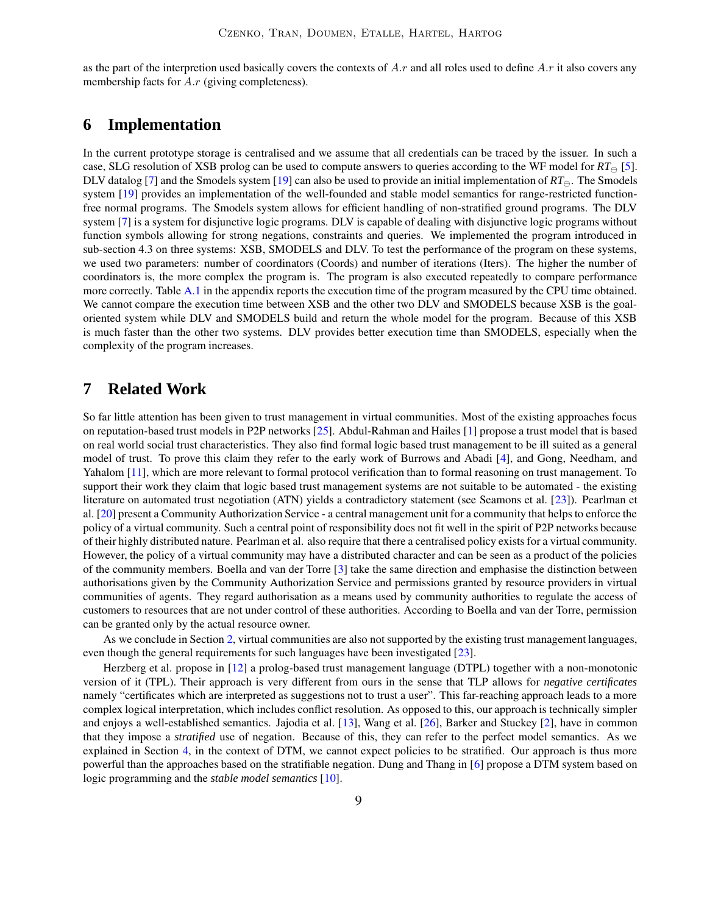as the part of the interpretion used basically covers the contexts of $A.r$ and all roles used to define $A.r$ it also covers any membership facts for $A.r$ (giving completeness).

# 6 Implementation

In the current prototype storage is centralised and we assume that all credentials can be traced by the issuer. In such a case, SLG resolution of XSB prolog can be used to compute answers to queries according to the WF model for $RT_{\ominus}$ [5]. DLV datalog [7] and the Smodels system [19] can also be used to provide an initial implementation of $RT_{\ominus}$. The Smodels system [19] provides an implementation of the well-founded and stable model semantics for range-restricted function-free normal programs. The Smodels system allows for efficient handling of non-stratified ground programs. The DLV system [7] is a system for disjunctive logic programs. DLV is capable of dealing with disjunctive logic programs without function symbols allowing for strong negations, constraints and queries. We implemented the program introduced in sub-section 4.3 on three systems: XSB, SMODELS and DLV. To test the performance of the program on these systems, we used two parameters: number of coordinators (Coords) and number of iterations (Iters). The higher the number of coordinators is, the more complex the program is. The program is also executed repeatedly to compare performance more correctly. Table A.1 in the appendix reports the execution time of the program measured by the CPU time obtained. We cannot compare the execution time between XSB and the other two DLV and SMODELS because XSB is the goal-oriented system while DLV and SMODELS build and return the whole model for the program. Because of this XSB is much faster than the other two systems. DLV provides better execution time than SMODELS, especially when the complexity of the program increases.

# 7 Related Work

So far little attention has been given to trust management in virtual communities. Most of the existing approaches focus on reputation-based trust models in P2P networks [25]. Abdul-Rahman and Hailes [1] propose a trust model that is based on real world social trust characteristics. They also find formal logic based trust management to be ill suited as a general model of trust. To prove this claim they refer to the early work of Burrows and Abadi [4], and Gong, Needham, and Yalahom [11], which are more relevant to formal protocol verification than to formal reasoning on trust management. To support their work they claim that logic based trust management systems are not suitable to be automated - the existing literature on automated trust negotiation (ATN) yields a contradictory statement (see Seamons et al. [23]). Pearlman et al. [20] present a Community Authorization Service - a central management unit for a community that helps to enforce the policy of a virtual community. Such a central point of responsibility does not fit well in the spirit of P2P networks because of their highly distributed nature. Pearlman et al. also require that there a centralised policy exists for a virtual community. However, the policy of a virtual community may have a distributed character and can be seen as a product of the policies of the community members. Boella and van der Torre [3] take the same direction and emphasise the distinction between authorisations given by the Community Authorization Service and permissions granted by resource providers in virtual communities of agents. They regard authorisation as a means used by community authorities to regulate the access of customers to resources that are not under control of these authorities. According to Boella and van der Torre, permission can be granted only by the actual resource owner.

As we conclude in Section 2, virtual communities are also not supported by the existing trust management languages, even though the general requirements for such languages have been investigated [23].

Herzberg et al. propose in [12] a prolog-based trust management language (DTPL) together with a non-monotonic version of it (TPL). Their approach is very different from ours in the sense that TLP allows for *negative certificates* namely "certificates which are interpreted as suggestions not to trust a user". This far-reaching approach leads to a more complex logical interpretation, which includes conflict resolution. As opposed to this, our approach is technically simpler and enjoys a well-established semantics. Jajodia et al. [13], Wang et al. [26], Barker and Stuckey [2], have in common that they impose a *stratified* use of negation. Because of this, they can refer to the perfect model semantics. As we explained in Section 4, in the context of DTM, we cannot expect policies to be stratified. Our approach is thus more powerful than the approaches based on the stratifiable negation. Dung and Thang in [6] propose a DTM system based on logic programming and the *stable model semantics* [10].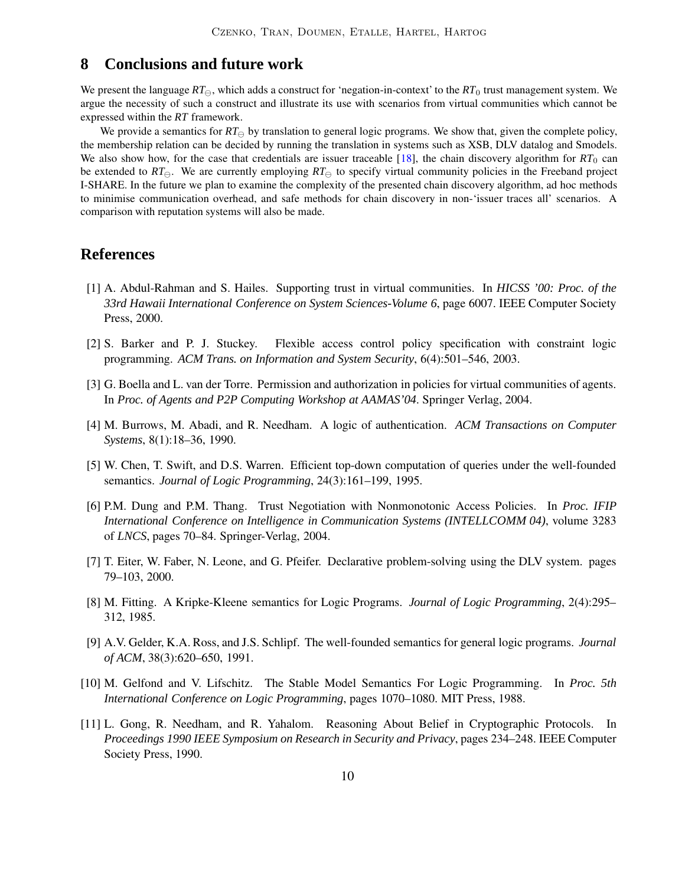## 8 Conclusions and future work

We present the language $RT_{\ominus}$, which adds a construct for 'negation-in-context' to the $RT_0$ trust management system. We argue the necessity of such a construct and illustrate its use with scenarios from virtual communities which cannot be expressed within the *RT* framework.

We provide a semantics for $RT_{\ominus}$ by translation to general logic programs. We show that, given the complete policy, the membership relation can be decided by running the translation in systems such as XSB, DLV datalog and Smodels. We also show how, for the case that credentials are issuer traceable [18], the chain discovery algorithm for $RT_0$ can be extended to $RT_{\ominus}$. We are currently employing $RT_{\ominus}$ to specify virtual community policies in the Freeband project I-SHARE. In the future we plan to examine the complexity of the presented chain discovery algorithm, ad hoc methods to minimise communication overhead, and safe methods for chain discovery in non-'issuer traces all' scenarios. A comparison with reputation systems will also be made.

## References

[1] A. Abdul-Rahman and S. Hailes. Supporting trust in virtual communities. In *HICSS '00: Proc. of the 33rd Hawaii International Conference on System Sciences-Volume 6*, page 6007. IEEE Computer Society Press, 2000.

[2] S. Barker and P. J. Stuckey. Flexible access control policy specification with constraint logic programming. *ACM Trans. on Information and System Security*, 6(4):501–546, 2003.

[3] G. Boella and L. van der Torre. Permission and authorization in policies for virtual communities of agents. In *Proc. of Agents and P2P Computing Workshop at AAMAS'04*. Springer Verlag, 2004.

[4] M. Burrows, M. Abadi, and R. Needham. A logic of authentication. *ACM Transactions on Computer Systems*, 8(1):18–36, 1990.

[5] W. Chen, T. Swift, and D.S. Warren. Efficient top-down computation of queries under the well-founded semantics. *Journal of Logic Programming*, 24(3):161–199, 1995.

[6] P.M. Dung and P.M. Thang. Trust Negotiation with Nonmonotonic Access Policies. In *Proc. IFIP International Conference on Intelligence in Communication Systems (INTELLCOMM 04)*, volume 3283 of *LNCS*, pages 70–84. Springer-Verlag, 2004.

[7] T. Eiter, W. Faber, N. Leone, and G. Pfeifer. Declarative problem-solving using the DLV system. pages 79–103, 2000.

[8] M. Fitting. A Kripke-Kleene semantics for Logic Programs. *Journal of Logic Programming*, 2(4):295–312, 1985.

[9] A.V. Gelder, K.A. Ross, and J.S. Schlipf. The well-founded semantics for general logic programs. *Journal of ACM*, 38(3):620–650, 1991.

[10] M. Gelfond and V. Lifschitz. The Stable Model Semantics For Logic Programming. In *Proc. 5th International Conference on Logic Programming*, pages 1070–1080. MIT Press, 1988.

[11] L. Gong, R. Needham, and R. Yahalom. Reasoning About Belief in Cryptographic Protocols. In *Proceedings 1990 IEEE Symposium on Research in Security and Privacy*, pages 234–248. IEEE Computer Society Press, 1990.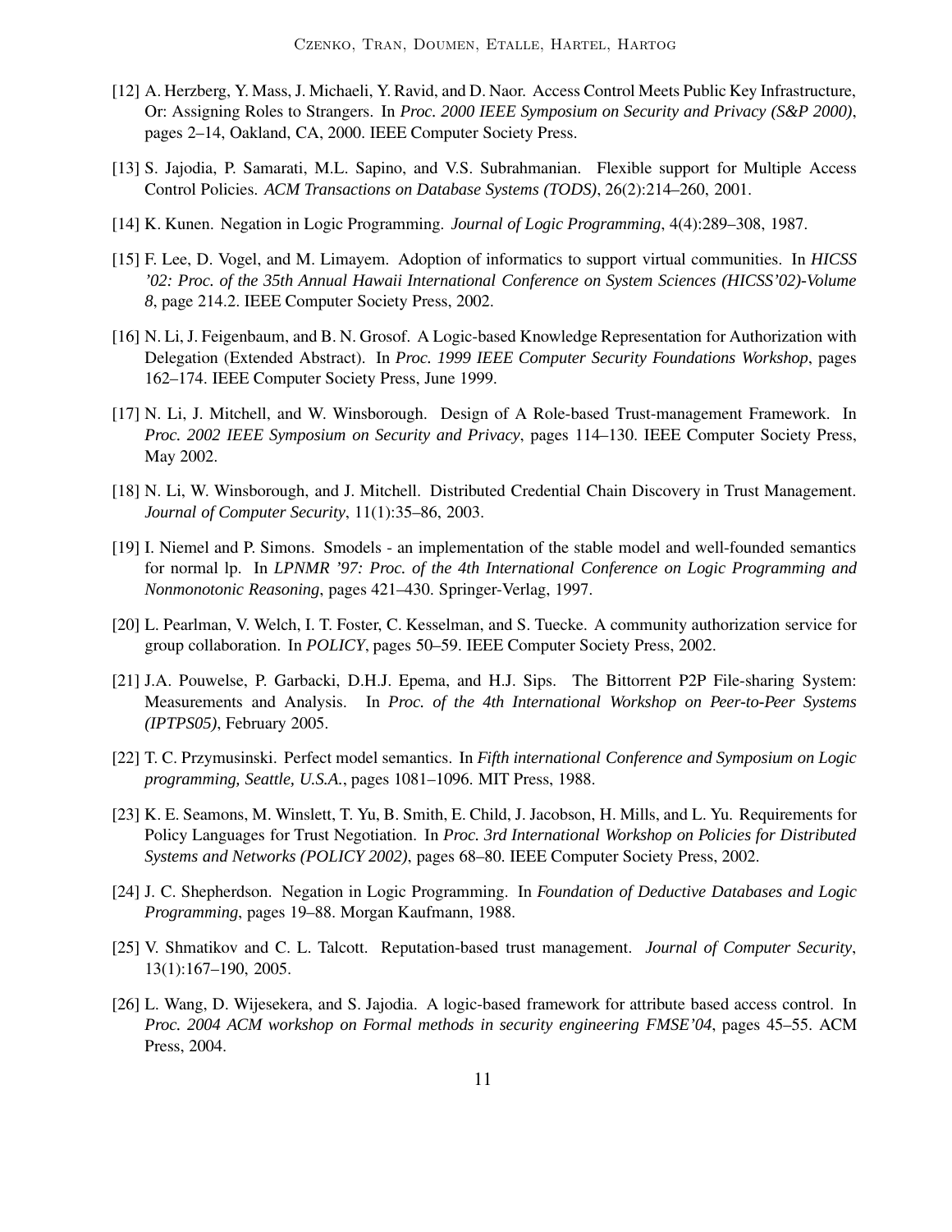[12] A. Herzberg, Y. Mass, J. Michaeli, Y. Ravid, and D. Naor. Access Control Meets Public Key Infrastructure, Or: Assigning Roles to Strangers. In *Proc. 2000 IEEE Symposium on Security and Privacy (S&P 2000)*, pages 2–14, Oakland, CA, 2000. IEEE Computer Society Press.

[13] S. Jajodia, P. Samarati, M.L. Sapino, and V.S. Subrahmanian. Flexible support for Multiple Access Control Policies. *ACM Transactions on Database Systems (TODS)*, 26(2):214–260, 2001.

[14] K. Kunen. Negation in Logic Programming. *Journal of Logic Programming*, 4(4):289–308, 1987.

[15] F. Lee, D. Vogel, and M. Limayem. Adoption of informatics to support virtual communities. In *HICSS '02: Proc. of the 35th Annual Hawaii International Conference on System Sciences (HICSS'02)-Volume 8*, page 214.2. IEEE Computer Society Press, 2002.

[16] N. Li, J. Feigenbaum, and B. N. Grosof. A Logic-based Knowledge Representation for Authorization with Delegation (Extended Abstract). In *Proc. 1999 IEEE Computer Security Foundations Workshop*, pages 162–174. IEEE Computer Society Press, June 1999.

[17] N. Li, J. Mitchell, and W. Winsborough. Design of A Role-based Trust-management Framework. In *Proc. 2002 IEEE Symposium on Security and Privacy*, pages 114–130. IEEE Computer Society Press, May 2002.

[18] N. Li, W. Winsborough, and J. Mitchell. Distributed Credential Chain Discovery in Trust Management. *Journal of Computer Security*, 11(1):35–86, 2003.

[19] I. Niemel and P. Simons. Smodels - an implementation of the stable model and well-founded semantics for normal lp. In *LPNMR '97: Proc. of the 4th International Conference on Logic Programming and Nonmonotonic Reasoning*, pages 421–430. Springer-Verlag, 1997.

[20] L. Pearlman, V. Welch, I. T. Foster, C. Kesselman, and S. Tuecke. A community authorization service for group collaboration. In *POLICY*, pages 50–59. IEEE Computer Society Press, 2002.

[21] J.A. Pouwelse, P. Garbacki, D.H.J. Epema, and H.J. Sips. The Bittorrent P2P File-sharing System: Measurements and Analysis. In *Proc. of the 4th International Workshop on Peer-to-Peer Systems (IPTPS05)*, February 2005.

[22] T. C. Przymusinski. Perfect model semantics. In *Fifth international Conference and Symposium on Logic programming, Seattle, U.S.A.*, pages 1081–1096. MIT Press, 1988.

[23] K. E. Seamons, M. Winslett, T. Yu, B. Smith, E. Child, J. Jacobson, H. Mills, and L. Yu. Requirements for Policy Languages for Trust Negotiation. In *Proc. 3rd International Workshop on Policies for Distributed Systems and Networks (POLICY 2002)*, pages 68–80. IEEE Computer Society Press, 2002.

[24] J. C. Shepherdson. Negation in Logic Programming. In *Foundation of Deductive Databases and Logic Programming*, pages 19–88. Morgan Kaufmann, 1988.

[25] V. Shmatikov and C. L. Talcott. Reputation-based trust management. *Journal of Computer Security*, 13(1):167–190, 2005.

[26] L. Wang, D. Wijesekera, and S. Jajodia. A logic-based framework for attribute based access control. In *Proc. 2004 ACM workshop on Formal methods in security engineering FMSE'04*, pages 45–55. ACM Press, 2004.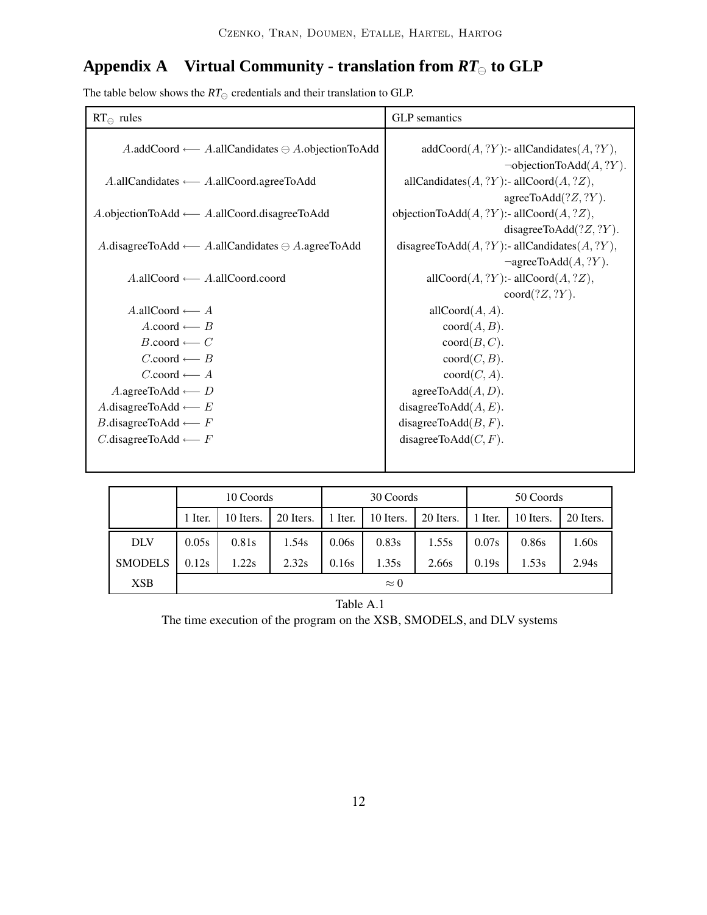# Appendix A    Virtual Community - translation from $RT_\ominus$ to GLP

The table below shows the $RT_\ominus$ credentials and their translation to GLP.

| $RT_\ominus$ rules | GLP semantics |
|---|---|
| $A$.addCoord $\longleftarrow$ $A$.allCandidates $\ominus$ $A$.objectionToAdd | addCoord$(A, ?Y)$:- allCandidates$(A, ?Y)$, $\neg$objectionToAdd$(A, ?Y)$. |
| $A$.allCandidates $\longleftarrow$ $A$.allCoord.agreeToAdd | allCandidates$(A, ?Y)$:- allCoord$(A, ?Z)$, agreeToAdd$(?Z, ?Y)$. |
| $A$.objectionToAdd $\longleftarrow$ $A$.allCoord.disagreeToAdd | objectionToAdd$(A, ?Y)$:- allCoord$(A, ?Z)$, disagreeToAdd$(?Z, ?Y)$. |
| $A$.disagreeToAdd $\longleftarrow$ $A$.allCandidates $\ominus$ $A$.agreeToAdd | disagreeToAdd$(A, ?Y)$:- allCandidates$(A, ?Y)$, $\neg$agreeToAdd$(A, ?Y)$. |
| $A$.allCoord $\longleftarrow$ $A$.allCoord.coord | allCoord$(A, ?Y)$:- allCoord$(A, ?Z)$, coord$(?Z, ?Y)$. |
| $A$.allCoord $\longleftarrow$ $A$ | allCoord$(A, A)$. |
| $A$.coord $\longleftarrow$ $B$ | coord$(A, B)$. |
| $B$.coord $\longleftarrow$ $C$ | coord$(B, C)$. |
| $C$.coord $\longleftarrow$ $B$ | coord$(C, B)$. |
| $C$.coord $\longleftarrow$ $A$ | coord$(C, A)$. |
| $A$.agreeToAdd $\longleftarrow$ $D$ | agreeToAdd$(A, D)$. |
| $A$.disagreeToAdd $\longleftarrow$ $E$ | disagreeToAdd$(A, E)$. |
| $B$.disagreeToAdd $\longleftarrow$ $F$ | disagreeToAdd$(B, F)$. |
| $C$.disagreeToAdd $\longleftarrow$ $F$ | disagreeToAdd$(C, F)$. |

| | 10 Coords | | | 30 Coords | | | 50 Coords | | |
|---|---|---|---|---|---|---|---|---|---|
| | 1 Iter. | 10 Iters. | 20 Iters. | 1 Iter. | 10 Iters. | 20 Iters. | 1 Iter. | 10 Iters. | 20 Iters. |
| DLV | 0.05s | 0.81s | 1.54s | 0.06s | 0.83s | 1.55s | 0.07s | 0.86s | 1.60s |
| SMODELS | 0.12s | 1.22s | 2.32s | 0.16s | 1.35s | 2.66s | 0.19s | 1.53s | 2.94s |
| XSB | $\approx 0$ | | | | | | | | |

Table A.1
The time execution of the program on the XSB, SMODELS, and DLV systems